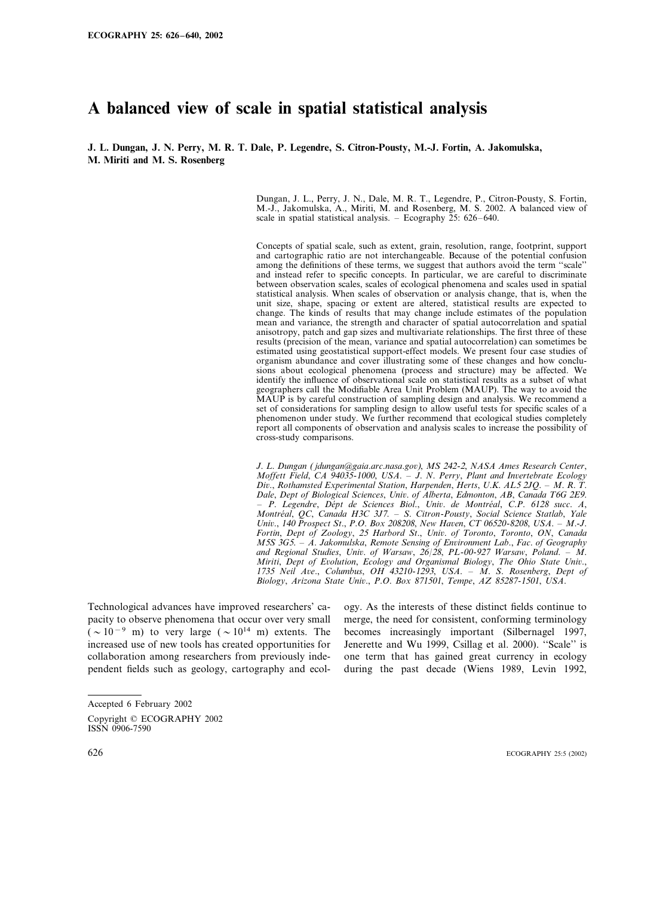# A balanced view of scale in spatial statistical analysis

**J. L. Dungan, J. N. Perry, M. R. T. Dale, P. Legendre, S. Citron-Pousty, M.-J. Fortin, A. Jakomulska, M. Miriti and M. S. Rosenberg**

Dungan, J. L., Perry, J. N., Dale, M. R. T., Legendre, P., Citron-Pousty, S. Fortin, M.-J., Jakomulska, A., Miriti, M. and Rosenberg, M. S. 2002. A balanced view of scale in spatial statistical analysis. – Ecography 25: 626–640.

Concepts of spatial scale, such as extent, grain, resolution, range, footprint, support and cartographic ratio are not interchangeable. Because of the potential confusion among the definitions of these terms, we suggest that authors avoid the term "scale" and instead refer to specific concepts. In particular, we are careful to discriminate between observation scales, scales of ecological phenomena and scales used in spatial statistical analysis. When scales of observation or analysis change, that is, when the unit size, shape, spacing or extent are altered, statistical results are expected to change. The kinds of results that may change include estimates of the population mean and variance, the strength and character of spatial autocorrelation and spatial anisotropy, patch and gap sizes and multivariate relationships. The first three of these results (precision of the mean, variance and spatial autocorrelation) can sometimes be estimated using geostatistical support-effect models. We present four case studies of organism abundance and cover illustrating some of these changes and how conclusions about ecological phenomena (process and structure) may be affected. We identify the influence of observational scale on statistical results as a subset of what geographers call the Modifiable Area Unit Problem (MAUP). The way to avoid the MAUP is by careful construction of sampling design and analysis. We recommend a set of considerations for sampling design to allow useful tests for specific scales of a phenomenon under study. We further recommend that ecological studies completely report all components of observation and analysis scales to increase the possibility of cross-study comparisons.

*J. L. Dungan (jdungan@gaia.arc.nasa.gov), MS 242-2, NASA Ames Research Center, Moffett Field, CA 94035-1000, USA. – J. N. Perry, Plant and Invertebrate Ecology Div., Rothamsted Experimental Station, Harpenden, Herts, U.K. AL5 2JQ. – M. R. T. Dale, Dept of Biological Sciences, Univ. of Alberta, Edmonton, AB, Canada T6G 2E9. – P. Legendre, Dépt de Sciences Biol., Univ. de Montréal, C.P. 6128 succ. A, Montréal, QC, Canada H3C 3J7. – S. Citron-Pousty, Social Science Statlab, Yale Univ., 140 Prospect St., P.O. Box 208208, New Haven, CT 06520-8208, USA. – M.-J. Fortin, Dept of Zoology, 25 Harbord St., Univ. of Toronto, Toronto, ON, Canada M5S 3G5. – A. Jakomulska, Remote Sensing of Environment Lab., Fac. of Geography and Regional Studies, Univ. of Warsaw, 26/28, PL-00-927 Warsaw, Poland. – M. Miriti, Dept of Evolution, Ecology and Organismal Biology, The Ohio State Univ., 1735 Neil Ave., Columbus, OH 43210-1293, USA. – M. S. Rosenberg, Dept of Biology, Arizona State Univ., P.O. Box 871501, Tempe, AZ 85287-1501, USA.*

Technological advances have improved researchers' capacity to observe phenomena that occur over very small ($\sim 10^{-9}$ m) to very large ($\sim 10^{14}$ m) extents. The increased use of new tools has created opportunities for collaboration among researchers from previously independent fields such as geology, cartography and ecology. As the interests of these distinct fields continue to merge, the need for consistent, conforming terminology becomes increasingly important (Silbernagel 1997, Jenerette and Wu 1999, Csillag et al. 2000). "Scale" is one term that has gained great currency in ecology during the past decade (Wiens 1989, Levin 1992,

Accepted 6 February 2002

Copyright © ECOGRAPHY 2002
ISSN 0906-7590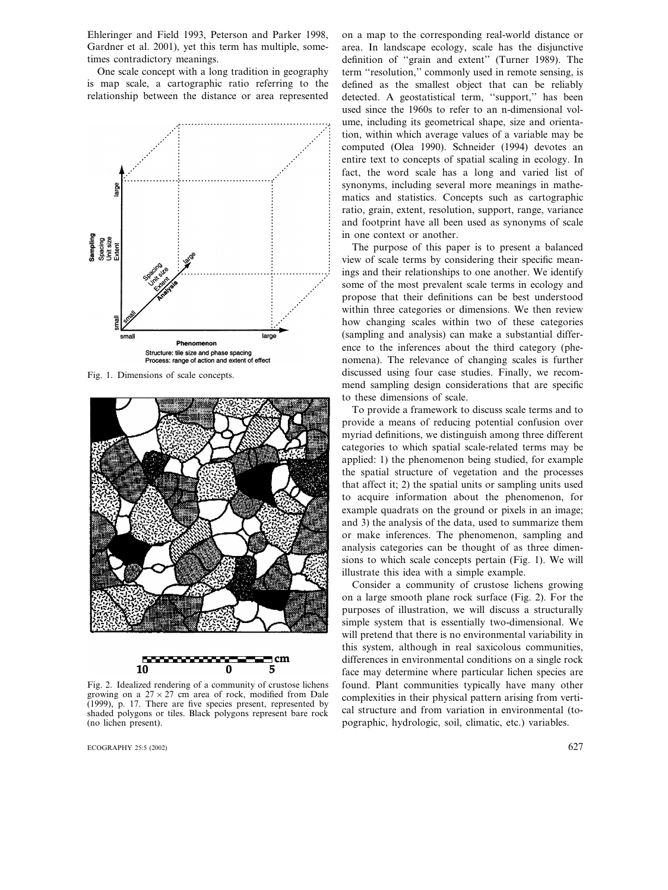Ehleringer and Field 1993, Peterson and Parker 1998, Gardner et al. 2001), yet this term has multiple, sometimes contradictory meanings.

One scale concept with a long tradition in geography is map scale, a cartographic ratio referring to the relationship between the distance or area represented on a map to the corresponding real-world distance or area. In landscape ecology, scale has the disjunctive definition of "grain and extent" (Turner 1989). The term "resolution," commonly used in remote sensing, is defined as the smallest object that can be reliably detected. A geostatistical term, "support," has been used since the 1960s to refer to an n-dimensional volume, including its geometrical shape, size and orientation, within which average values of a variable may be computed (Olea 1990). Schneider (1994) devotes an entire text to concepts of spatial scaling in ecology. In fact, the word scale has a long and varied list of synonyms, including several more meanings in mathematics and statistics. Concepts such as cartographic ratio, grain, extent, resolution, support, range, variance and footprint have all been used as synonyms of scale in one context or another.

Fig. 1. Dimensions of scale concepts.

Fig. 2. Idealized rendering of a community of crustose lichens growing on a 27 × 27 cm area of rock, modified from Dale (1999), p. 17. There are five species present, represented by shaded polygons or tiles. Black polygons represent bare rock (no lichen present).

The purpose of this paper is to present a balanced view of scale terms by considering their specific meanings and their relationships to one another. We identify some of the most prevalent scale terms in ecology and propose that their definitions can be best understood within three categories or dimensions. We then review how changing scales within two of these categories (sampling and analysis) can make a substantial difference to the inferences about the third category (phenomena). The relevance of changing scales is further discussed using four case studies. Finally, we recommend sampling design considerations that are specific to these dimensions of scale.

To provide a framework to discuss scale terms and to provide a means of reducing potential confusion over myriad definitions, we distinguish among three different categories to which spatial scale-related terms may be applied: 1) the phenomenon being studied, for example the spatial structure of vegetation and the processes that affect it; 2) the spatial units or sampling units used to acquire information about the phenomenon, for example quadrats on the ground or pixels in an image; and 3) the analysis of the data, used to summarize them or make inferences. The phenomenon, sampling and analysis categories can be thought of as three dimensions to which scale concepts pertain (Fig. 1). We will illustrate this idea with a simple example.

Consider a community of crustose lichens growing on a large smooth plane rock surface (Fig. 2). For the purposes of illustration, we will discuss a structurally simple system that is essentially two-dimensional. We will pretend that there is no environmental variability in this system, although in real saxicolous communities, differences in environmental conditions on a single rock face may determine where particular lichen species are found. Plant communities typically have many other complexities in their physical pattern arising from vertical structure and from variation in environmental (topographic, hydrologic, soil, climatic, etc.) variables.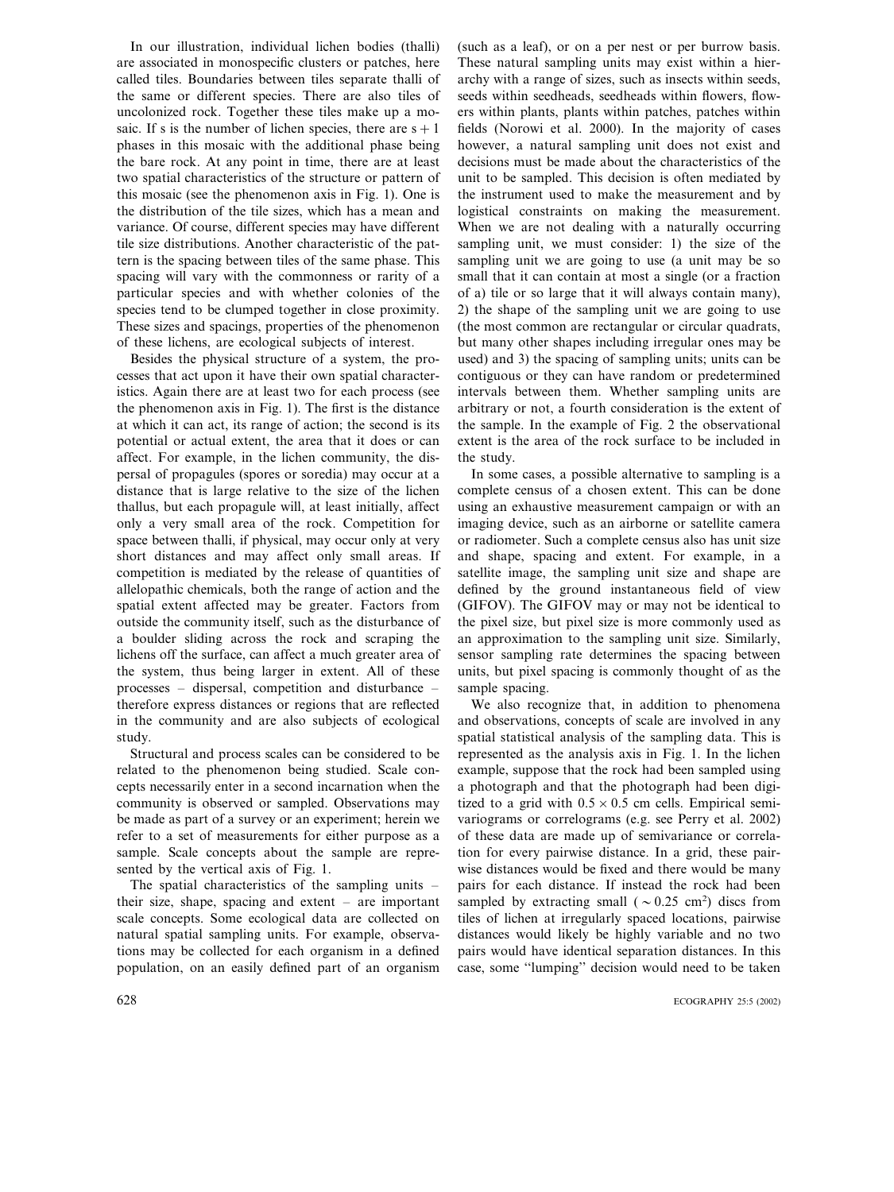In our illustration, individual lichen bodies (thalli) are associated in monospecific clusters or patches, here called tiles. Boundaries between tiles separate thalli of the same or different species. There are also tiles of uncolonized rock. Together these tiles make up a mosaic. If s is the number of lichen species, there are $s + 1$ phases in this mosaic with the additional phase being the bare rock. At any point in time, there are at least two spatial characteristics of the structure or pattern of this mosaic (see the phenomenon axis in Fig. 1). One is the distribution of the tile sizes, which has a mean and variance. Of course, different species may have different tile size distributions. Another characteristic of the pattern is the spacing between tiles of the same phase. This spacing will vary with the commonness or rarity of a particular species and with whether colonies of the species tend to be clumped together in close proximity. These sizes and spacings, properties of the phenomenon of these lichens, are ecological subjects of interest.

Besides the physical structure of a system, the processes that act upon it have their own spatial characteristics. Again there are at least two for each process (see the phenomenon axis in Fig. 1). The first is the distance at which it can act, its range of action; the second is its potential or actual extent, the area that it does or can affect. For example, in the lichen community, the dispersal of propagules (spores or soredia) may occur at a distance that is large relative to the size of the lichen thallus, but each propagule will, at least initially, affect only a very small area of the rock. Competition for space between thalli, if physical, may occur only at very short distances and may affect only small areas. If competition is mediated by the release of quantities of allelopathic chemicals, both the range of action and the spatial extent affected may be greater. Factors from outside the community itself, such as the disturbance of a boulder sliding across the rock and scraping the lichens off the surface, can affect a much greater area of the system, thus being larger in extent. All of these processes – dispersal, competition and disturbance – therefore express distances or regions that are reflected in the community and are also subjects of ecological study.

Structural and process scales can be considered to be related to the phenomenon being studied. Scale concepts necessarily enter in a second incarnation when the community is observed or sampled. Observations may be made as part of a survey or an experiment; herein we refer to a set of measurements for either purpose as a sample. Scale concepts about the sample are represented by the vertical axis of Fig. 1.

The spatial characteristics of the sampling units – their size, shape, spacing and extent – are important scale concepts. Some ecological data are collected on natural spatial sampling units. For example, observations may be collected for each organism in a defined population, on an easily defined part of an organism (such as a leaf), or on a per nest or per burrow basis. These natural sampling units may exist within a hierarchy with a range of sizes, such as insects within seeds, seeds within seedheads, seedheads within flowers, flowers within plants, plants within patches, patches within fields (Norowi et al. 2000). In the majority of cases however, a natural sampling unit does not exist and decisions must be made about the characteristics of the unit to be sampled. This decision is often mediated by the instrument used to make the measurement and by logistical constraints on making the measurement. When we are not dealing with a naturally occurring sampling unit, we must consider: 1) the size of the sampling unit we are going to use (a unit may be so small that it can contain at most a single (or a fraction of a) tile or so large that it will always contain many), 2) the shape of the sampling unit we are going to use (the most common are rectangular or circular quadrats, but many other shapes including irregular ones may be used) and 3) the spacing of sampling units; units can be contiguous or they can have random or predetermined intervals between them. Whether sampling units are arbitrary or not, a fourth consideration is the extent of the sample. In the example of Fig. 2 the observational extent is the area of the rock surface to be included in the study.

In some cases, a possible alternative to sampling is a complete census of a chosen extent. This can be done using an exhaustive measurement campaign or with an imaging device, such as an airborne or satellite camera or radiometer. Such a complete census also has unit size and shape, spacing and extent. For example, in a satellite image, the sampling unit size and shape are defined by the ground instantaneous field of view (GIFOV). The GIFOV may or may not be identical to the pixel size, but pixel size is more commonly used as an approximation to the sampling unit size. Similarly, sensor sampling rate determines the spacing between units, but pixel spacing is commonly thought of as the sample spacing.

We also recognize that, in addition to phenomena and observations, concepts of scale are involved in any spatial statistical analysis of the sampling data. This is represented as the analysis axis in Fig. 1. In the lichen example, suppose that the rock had been sampled using a photograph and that the photograph had been digitized to a grid with $0.5 \times 0.5$ cm cells. Empirical semivariograms or correlograms (e.g. see Perry et al. 2002) of these data are made up of semivariance or correlation for every pairwise distance. In a grid, these pairwise distances would be fixed and there would be many pairs for each distance. If instead the rock had been sampled by extracting small ($\sim 0.25$ cm$^2$) discs from tiles of lichen at irregularly spaced locations, pairwise distances would likely be highly variable and no two pairs would have identical separation distances. In this case, some "lumping" decision would need to be taken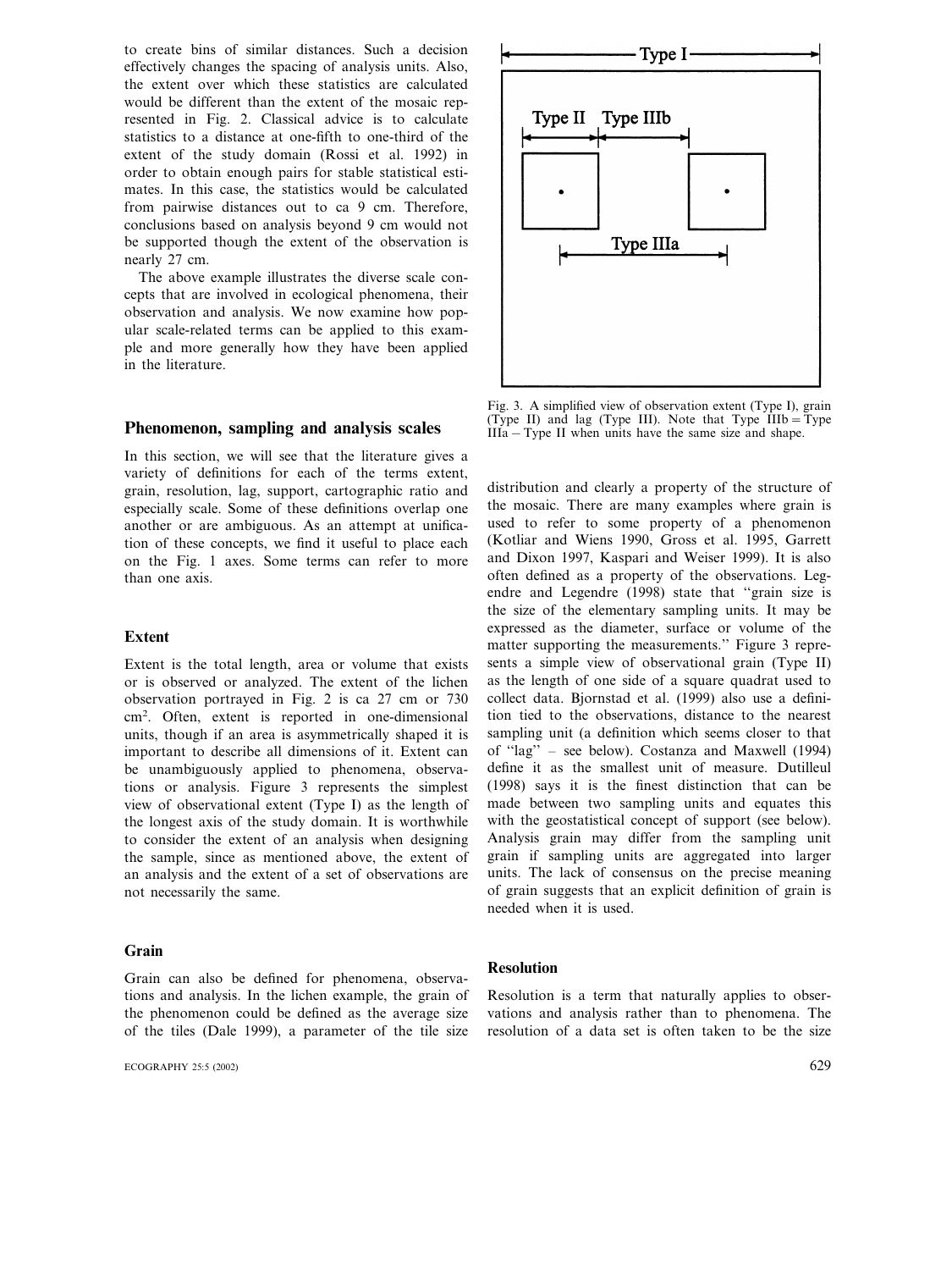to create bins of similar distances. Such a decision effectively changes the spacing of analysis units. Also, the extent over which these statistics are calculated would be different than the extent of the mosaic represented in Fig. 2. Classical advice is to calculate statistics to a distance at one-fifth to one-third of the extent of the study domain (Rossi et al. 1992) in order to obtain enough pairs for stable statistical estimates. In this case, the statistics would be calculated from pairwise distances out to ca 9 cm. Therefore, conclusions based on analysis beyond 9 cm would not be supported though the extent of the observation is nearly 27 cm.

The above example illustrates the diverse scale concepts that are involved in ecological phenomena, their observation and analysis. We now examine how popular scale-related terms can be applied to this example and more generally how they have been applied in the literature.

## Phenomenon, sampling and analysis scales

In this section, we will see that the literature gives a variety of definitions for each of the terms extent, grain, resolution, lag, support, cartographic ratio and especially scale. Some of these definitions overlap one another or are ambiguous. As an attempt at unification of these concepts, we find it useful to place each on the Fig. 1 axes. Some terms can refer to more than one axis.

### Extent

Extent is the total length, area or volume that exists or is observed or analyzed. The extent of the lichen observation portrayed in Fig. 2 is ca 27 cm or 730 $cm^2$. Often, extent is reported in one-dimensional units, though if an area is asymmetrically shaped it is important to describe all dimensions of it. Extent can be unambiguously applied to phenomena, observations or analysis. Figure 3 represents the simplest view of observational extent (Type I) as the length of the longest axis of the study domain. It is worthwhile to consider the extent of an analysis when designing the sample, since as mentioned above, the extent of an analysis and the extent of a set of observations are not necessarily the same.

Fig. 3. A simplified view of observation extent (Type I), grain (Type II) and lag (Type III). Note that Type IIIb = Type IIIa − Type II when units have the same size and shape.

### Grain

Grain can also be defined for phenomena, observations and analysis. In the lichen example, the grain of the phenomenon could be defined as the average size of the tiles (Dale 1999), a parameter of the tile size distribution and clearly a property of the structure of the mosaic. There are many examples where grain is used to refer to some property of a phenomenon (Kotliar and Wiens 1990, Gross et al. 1995, Garrett and Dixon 1997, Kaspari and Weiser 1999). It is also often defined as a property of the observations. Legendre and Legendre (1998) state that "grain size is the size of the elementary sampling units. It may be expressed as the diameter, surface or volume of the matter supporting the measurements." Figure 3 represents a simple view of observational grain (Type II) as the length of one side of a square quadrat used to collect data. Bjornstad et al. (1999) also use a definition tied to the observations, distance to the nearest sampling unit (a definition which seems closer to that of "lag" – see below). Costanza and Maxwell (1994) define it as the smallest unit of measure. Dutilleul (1998) says it is the finest distinction that can be made between two sampling units and equates this with the geostatistical concept of support (see below). Analysis grain may differ from the sampling unit grain if sampling units are aggregated into larger units. The lack of consensus on the precise meaning of grain suggests that an explicit definition of grain is needed when it is used.

### Resolution

Resolution is a term that naturally applies to observations and analysis rather than to phenomena. The resolution of a data set is often taken to be the size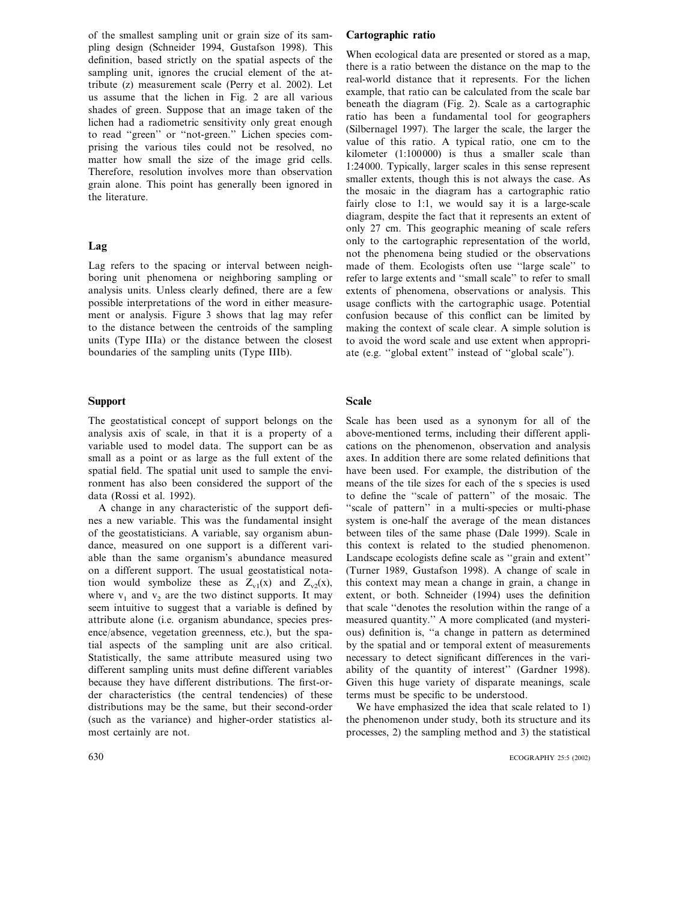of the smallest sampling unit or grain size of its sampling design (Schneider 1994, Gustafson 1998). This definition, based strictly on the spatial aspects of the sampling unit, ignores the crucial element of the attribute (z) measurement scale (Perry et al. 2002). Let us assume that the lichen in Fig. 2 are all various shades of green. Suppose that an image taken of the lichen had a radiometric sensitivity only great enough to read "green" or "not-green." Lichen species comprising the various tiles could not be resolved, no matter how small the size of the image grid cells. Therefore, resolution involves more than observation grain alone. This point has generally been ignored in the literature.

## Lag

Lag refers to the spacing or interval between neighboring unit phenomena or neighboring sampling or analysis units. Unless clearly defined, there are a few possible interpretations of the word in either measurement or analysis. Figure 3 shows that lag may refer to the distance between the centroids of the sampling units (Type IIIa) or the distance between the closest boundaries of the sampling units (Type IIIb).

## Support

The geostatistical concept of support belongs on the analysis axis of scale, in that it is a property of a variable used to model data. The support can be as small as a point or as large as the full extent of the spatial field. The spatial unit used to sample the environment has also been considered the support of the data (Rossi et al. 1992).

A change in any characteristic of the support defines a new variable. This was the fundamental insight of the geostatisticians. A variable, say organism abundance, measured on one support is a different variable than the same organism's abundance measured on a different support. The usual geostatistical notation would symbolize these as $Z_{v1}(x)$ and $Z_{v2}(x)$, where $v_1$ and $v_2$ are the two distinct supports. It may seem intuitive to suggest that a variable is defined by attribute alone (i.e. organism abundance, species presence/absence, vegetation greenness, etc.), but the spatial aspects of the sampling unit are also critical. Statistically, the same attribute measured using two different sampling units must define different variables because they have different distributions. The first-order characteristics (the central tendencies) of these distributions may be the same, but their second-order (such as the variance) and higher-order statistics almost certainly are not.

## Cartographic ratio

When ecological data are presented or stored as a map, there is a ratio between the distance on the map to the real-world distance that it represents. For the lichen example, that ratio can be calculated from the scale bar beneath the diagram (Fig. 2). Scale as a cartographic ratio has been a fundamental tool for geographers (Silbernagel 1997). The larger the scale, the larger the value of this ratio. A typical ratio, one cm to the kilometer (1:100000) is thus a smaller scale than 1:24000. Typically, larger scales in this sense represent smaller extents, though this is not always the case. As the mosaic in the diagram has a cartographic ratio fairly close to 1:1, we would say it is a large-scale diagram, despite the fact that it represents an extent of only 27 cm. This geographic meaning of scale refers only to the cartographic representation of the world, not the phenomena being studied or the observations made of them. Ecologists often use "large scale" to refer to large extents and "small scale" to refer to small extents of phenomena, observations or analysis. This usage conflicts with the cartographic usage. Potential confusion because of this conflict can be limited by making the context of scale clear. A simple solution is to avoid the word scale and use extent when appropriate (e.g. "global extent" instead of "global scale").

## Scale

Scale has been used as a synonym for all of the above-mentioned terms, including their different applications on the phenomenon, observation and analysis axes. In addition there are some related definitions that have been used. For example, the distribution of the means of the tile sizes for each of the s species is used to define the "scale of pattern" of the mosaic. The "scale of pattern" in a multi-species or multi-phase system is one-half the average of the mean distances between tiles of the same phase (Dale 1999). Scale in this context is related to the studied phenomenon. Landscape ecologists define scale as "grain and extent" (Turner 1989, Gustafson 1998). A change of scale in this context may mean a change in grain, a change in extent, or both. Schneider (1994) uses the definition that scale "denotes the resolution within the range of a measured quantity." A more complicated (and mysterious) definition is, "a change in pattern as determined by the spatial and temporal extent of measurements necessary to detect significant differences in the variability of the quantity of interest" (Gardner 1998). Given this huge variety of disparate meanings, scale terms must be specific to be understood.

We have emphasized the idea that scale related to 1) the phenomenon under study, both its structure and its processes, 2) the sampling method and 3) the statistical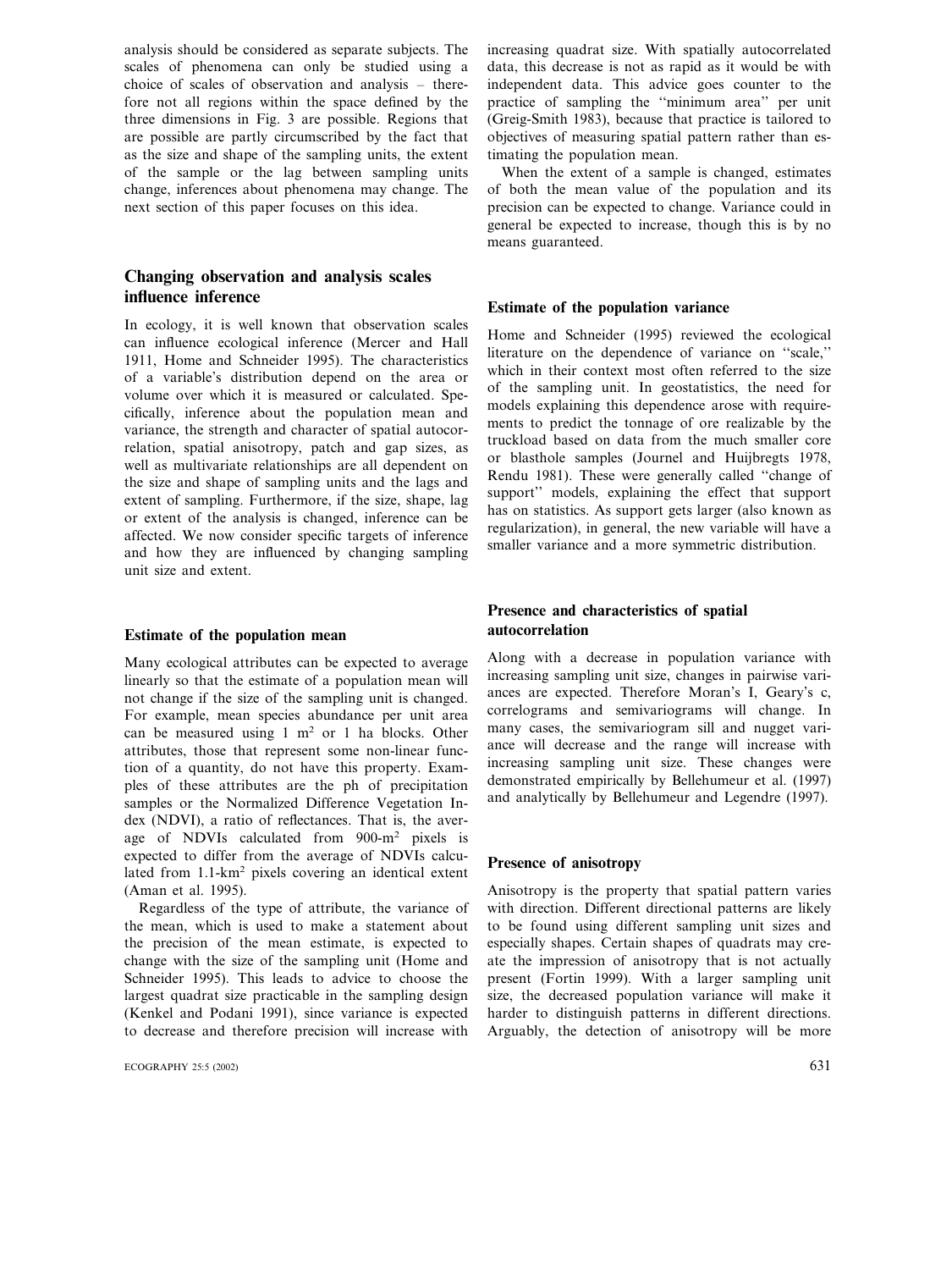analysis should be considered as separate subjects. The scales of phenomena can only be studied using a choice of scales of observation and analysis – therefore not all regions within the space defined by the three dimensions in Fig. 3 are possible. Regions that are possible are partly circumscribed by the fact that as the size and shape of the sampling units, the extent of the sample or the lag between sampling units change, inferences about phenomena may change. The next section of this paper focuses on this idea.

## Changing observation and analysis scales influence inference

In ecology, it is well known that observation scales can influence ecological inference (Mercer and Hall 1911, Horne and Schneider 1995). The characteristics of a variable's distribution depend on the area or volume over which it is measured or calculated. Specifically, inference about the population mean and variance, the strength and character of spatial autocorrelation, spatial anisotropy, patch and gap sizes, as well as multivariate relationships are all dependent on the size and shape of sampling units and the lags and extent of sampling. Furthermore, if the size, shape, lag or extent of the analysis is changed, inference can be affected. We now consider specific targets of inference and how they are influenced by changing sampling unit size and extent.

### Estimate of the population mean

Many ecological attributes can be expected to average linearly so that the estimate of a population mean will not change if the size of the sampling unit is changed. For example, mean species abundance per unit area can be measured using 1 $m^2$ or 1 ha blocks. Other attributes, those that represent some non-linear function of a quantity, do not have this property. Examples of these attributes are the ph of precipitation samples or the Normalized Difference Vegetation Index (NDVI), a ratio of reflectances. That is, the average of NDVIs calculated from 900-$m^2$ pixels is expected to differ from the average of NDVIs calculated from 1.1-$km^2$ pixels covering an identical extent (Aman et al. 1995).

Regardless of the type of attribute, the variance of the mean, which is used to make a statement about the precision of the mean estimate, is expected to change with the size of the sampling unit (Horne and Schneider 1995). This leads to advice to choose the largest quadrat size practicable in the sampling design (Kenkel and Podani 1991), since variance is expected to decrease and therefore precision will increase with increasing quadrat size. With spatially autocorrelated data, this decrease is not as rapid as it would be with independent data. This advice goes counter to the practice of sampling the "minimum area" per unit (Greig-Smith 1983), because that practice is tailored to objectives of measuring spatial pattern rather than estimating the population mean.

When the extent of a sample is changed, estimates of both the mean value of the population and its precision can be expected to change. Variance could in general be expected to increase, though this is by no means guaranteed.

### Estimate of the population variance

Horne and Schneider (1995) reviewed the ecological literature on the dependence of variance on "scale," which in their context most often referred to the size of the sampling unit. In geostatistics, the need for models explaining this dependence arose with requirements to predict the tonnage of ore realizable by the truckload based on data from the much smaller core or blasthole samples (Journel and Huijbregts 1978, Rendu 1981). These were generally called "change of support" models, explaining the effect that support has on statistics. As support gets larger (also known as regularization), in general, the new variable will have a smaller variance and a more symmetric distribution.

### Presence and characteristics of spatial autocorrelation

Along with a decrease in population variance with increasing sampling unit size, changes in pairwise variances are expected. Therefore Moran's I, Geary's c, correlograms and semivariograms will change. In many cases, the semivariogram sill and nugget variance will decrease and the range will increase with increasing sampling unit size. These changes were demonstrated empirically by Bellehumeur et al. (1997) and analytically by Bellehumeur and Legendre (1997).

### Presence of anisotropy

Anisotropy is the property that spatial pattern varies with direction. Different directional patterns are likely to be found using different sampling unit sizes and especially shapes. Certain shapes of quadrats may create the impression of anisotropy that is not actually present (Fortin 1999). With a larger sampling unit size, the decreased population variance will make it harder to distinguish patterns in different directions. Arguably, the detection of anisotropy will be more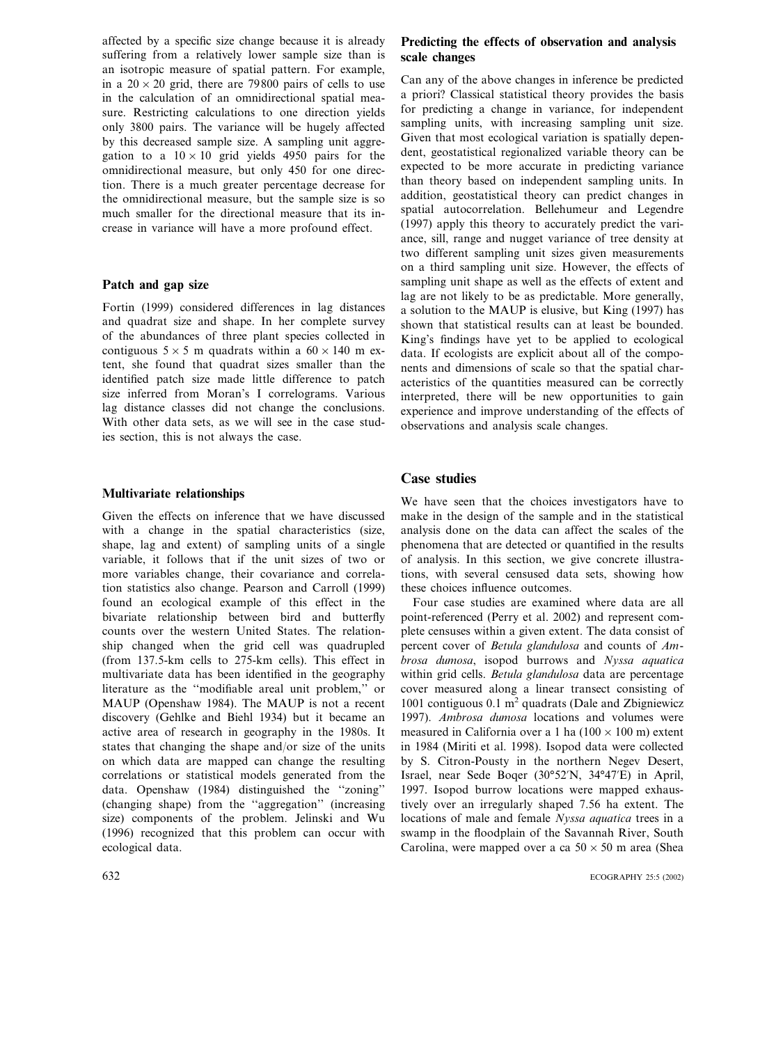affected by a specific size change because it is already suffering from a relatively lower sample size than is an isotropic measure of spatial pattern. For example, in a $20 \times 20$ grid, there are 79800 pairs of cells to use in the calculation of an omnidirectional spatial measure. Restricting calculations to one direction yields only 3800 pairs. The variance will be hugely affected by this decreased sample size. A sampling unit aggregation to a $10 \times 10$ grid yields 4950 pairs for the omnidirectional measure, but only 450 for one direction. There is a much greater percentage decrease for the omnidirectional measure, but the sample size is so much smaller for the directional measure that its increase in variance will have a more profound effect.

### Patch and gap size

Fortin (1999) considered differences in lag distances and quadrat size and shape. In her complete survey of the abundances of three plant species collected in contiguous $5 \times 5$ m quadrats within a $60 \times 140$ m extent, she found that quadrat sizes smaller than the identified patch size made little difference to patch size inferred from Moran's I correlograms. Various lag distance classes did not change the conclusions. With other data sets, as we will see in the case studies section, this is not always the case.

### Multivariate relationships

Given the effects on inference that we have discussed with a change in the spatial characteristics (size, shape, lag and extent) of sampling units of a single variable, it follows that if the unit sizes of two or more variables change, their covariance and correlation statistics also change. Pearson and Carroll (1999) found an ecological example of this effect in the bivariate relationship between bird and butterfly counts over the western United States. The relationship changed when the grid cell was quadrupled (from 137.5-km cells to 275-km cells). This effect in multivariate data has been identified in the geography literature as the "modifiable areal unit problem," or MAUP (Openshaw 1984). The MAUP is not a recent discovery (Gehlke and Biehl 1934) but it became an active area of research in geography in the 1980s. It states that changing the shape and/or size of the units on which data are mapped can change the resulting correlations or statistical models generated from the data. Openshaw (1984) distinguished the "zoning" (changing shape) from the "aggregation" (increasing size) components of the problem. Jelinski and Wu (1996) recognized that this problem can occur with ecological data.

### Predicting the effects of observation and analysis scale changes

Can any of the above changes in inference be predicted a priori? Classical statistical theory provides the basis for predicting a change in variance, for independent sampling units, with increasing sampling unit size. Given that most ecological variation is spatially dependent, geostatistical regionalized variable theory can be expected to be more accurate in predicting variance than theory based on independent sampling units. In addition, geostatistical theory can predict changes in spatial autocorrelation. Bellehumeur and Legendre (1997) apply this theory to accurately predict the variance, sill, range and nugget variance of tree density at two different sampling unit sizes given measurements on a third sampling unit size. However, the effects of sampling unit shape as well as the effects of extent and lag are not likely to be as predictable. More generally, a solution to the MAUP is elusive, but King (1997) has shown that statistical results can at least be bounded. King's findings have yet to be applied to ecological data. If ecologists are explicit about all of the components and dimensions of scale so that the spatial characteristics of the quantities measured can be correctly interpreted, there will be new opportunities to gain experience and improve understanding of the effects of observations and analysis scale changes.

## Case studies

We have seen that the choices investigators have to make in the design of the sample and in the statistical analysis done on the data can affect the scales of the phenomena that are detected or quantified in the results of analysis. In this section, we give concrete illustrations, with several censused data sets, showing how these choices influence outcomes.

Four case studies are examined where data are all point-referenced (Perry et al. 2002) and represent complete censuses within a given extent. The data consist of percent cover of *Betula glandulosa* and counts of *Ambrosa dumosa*, isopod burrows and *Nyssa aquatica* within grid cells. *Betula glandulosa* data are percentage cover measured along a linear transect consisting of 1001 contiguous 0.1 $m^2$ quadrats (Dale and Zbigniewicz 1997). *Ambrosa dumosa* locations and volumes were measured in California over a 1 ha ($100 \times 100$ m) extent in 1984 (Miriti et al. 1998). Isopod data were collected by S. Citron-Pousty in the northern Negev Desert, Israel, near Sede Boqer (30°52′N, 34°47′E) in April, 1997. Isopod burrow locations were mapped exhaustively over an irregularly shaped 7.56 ha extent. The locations of male and female *Nyssa aquatica* trees in a swamp in the floodplain of the Savannah River, South Carolina, were mapped over a ca $50 \times 50$ m area (Shea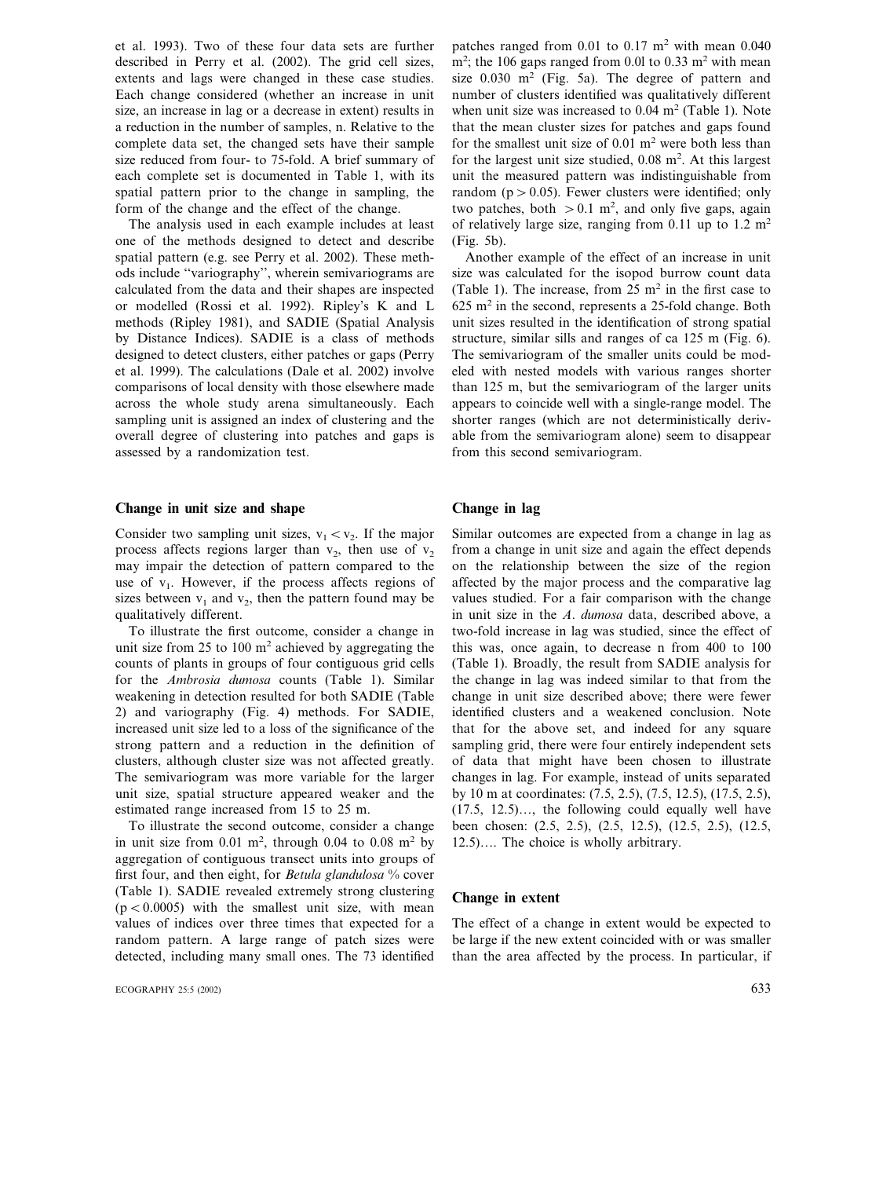et al. 1993). Two of these four data sets are further described in Perry et al. (2002). The grid cell sizes, extents and lags were changed in these case studies. Each change considered (whether an increase in unit size, an increase in lag or a decrease in extent) results in a reduction in the number of samples, n. Relative to the complete data set, the changed sets have their sample size reduced from four- to 75-fold. A brief summary of each complete set is documented in Table 1, with its spatial pattern prior to the change in sampling, the form of the change and the effect of the change.

The analysis used in each example includes at least one of the methods designed to detect and describe spatial pattern (e.g. see Perry et al. 2002). These methods include "variography", wherein semivariograms are calculated from the data and their shapes are inspected or modelled (Rossi et al. 1992). Ripley's K and L methods (Ripley 1981), and SADIE (Spatial Analysis by Distance Indices). SADIE is a class of methods designed to detect clusters, either patches or gaps (Perry et al. 1999). The calculations (Dale et al. 2002) involve comparisons of local density with those elsewhere made across the whole study arena simultaneously. Each sampling unit is assigned an index of clustering and the overall degree of clustering into patches and gaps is assessed by a randomization test.

## Change in unit size and shape

Consider two sampling unit sizes, $v_1 < v_2$. If the major process affects regions larger than $v_2$, then use of $v_2$ may impair the detection of pattern compared to the use of $v_1$. However, if the process affects regions of sizes between $v_1$ and $v_2$, then the pattern found may be qualitatively different.

To illustrate the first outcome, consider a change in unit size from 25 to 100 $m^2$ achieved by aggregating the counts of plants in groups of four contiguous grid cells for the *Ambrosia dumosa* counts (Table 1). Similar weakening in detection resulted for both SADIE (Table 2) and variography (Fig. 4) methods. For SADIE, increased unit size led to a loss of the significance of the strong pattern and a reduction in the definition of clusters, although cluster size was not affected greatly. The semivariogram was more variable for the larger unit size, spatial structure appeared weaker and the estimated range increased from 15 to 25 m.

To illustrate the second outcome, consider a change in unit size from 0.01 $m^2$, through 0.04 to 0.08 $m^2$ by aggregation of contiguous transect units into groups of first four, and then eight, for *Betula glandulosa* % cover (Table 1). SADIE revealed extremely strong clustering ($p < 0.0005$) with the smallest unit size, with mean values of indices over three times that expected for a random pattern. A large range of patch sizes were detected, including many small ones. The 73 identified patches ranged from 0.01 to 0.17 $m^2$ with mean 0.040 $m^2$; the 106 gaps ranged from 0.0l to 0.33 $m^2$ with mean size 0.030 $m^2$ (Fig. 5a). The degree of pattern and number of clusters identified was qualitatively different when unit size was increased to 0.04 $m^2$ (Table 1). Note that the mean cluster sizes for patches and gaps found for the smallest unit size of 0.01 $m^2$ were both less than for the largest unit size studied, 0.08 $m^2$. At this largest unit the measured pattern was indistinguishable from random ($p > 0.05$). Fewer clusters were identified; only two patches, both $> 0.1$ $m^2$, and only five gaps, again of relatively large size, ranging from 0.11 up to 1.2 $m^2$ (Fig. 5b).

Another example of the effect of an increase in unit size was calculated for the isopod burrow count data (Table 1). The increase, from 25 $m^2$ in the first case to 625 $m^2$ in the second, represents a 25-fold change. Both unit sizes resulted in the identification of strong spatial structure, similar sills and ranges of ca 125 m (Fig. 6). The semivariogram of the smaller units could be modeled with nested models with various ranges shorter than 125 m, but the semivariogram of the larger units appears to coincide well with a single-range model. The shorter ranges (which are not deterministically derivable from the semivariogram alone) seem to disappear from this second semivariogram.

## Change in lag

Similar outcomes are expected from a change in lag as from a change in unit size and again the effect depends on the relationship between the size of the region affected by the major process and the comparative lag values studied. For a fair comparison with the change in unit size in the *A. dumosa* data, described above, a two-fold increase in lag was studied, since the effect of this was, once again, to decrease n from 400 to 100 (Table 1). Broadly, the result from SADIE analysis for the change in lag was indeed similar to that from the change in unit size described above; there were fewer identified clusters and a weakened conclusion. Note that for the above set, and indeed for any square sampling grid, there were four entirely independent sets of data that might have been chosen to illustrate changes in lag. For example, instead of units separated by 10 m at coordinates: (7.5, 2.5), (7.5, 12.5), (17.5, 2.5), (17.5, 12.5)…, the following could equally well have been chosen: (2.5, 2.5), (2.5, 12.5), (12.5, 2.5), (12.5, 12.5)…. The choice is wholly arbitrary.

## Change in extent

The effect of a change in extent would be expected to be large if the new extent coincided with or was smaller than the area affected by the process. In particular, if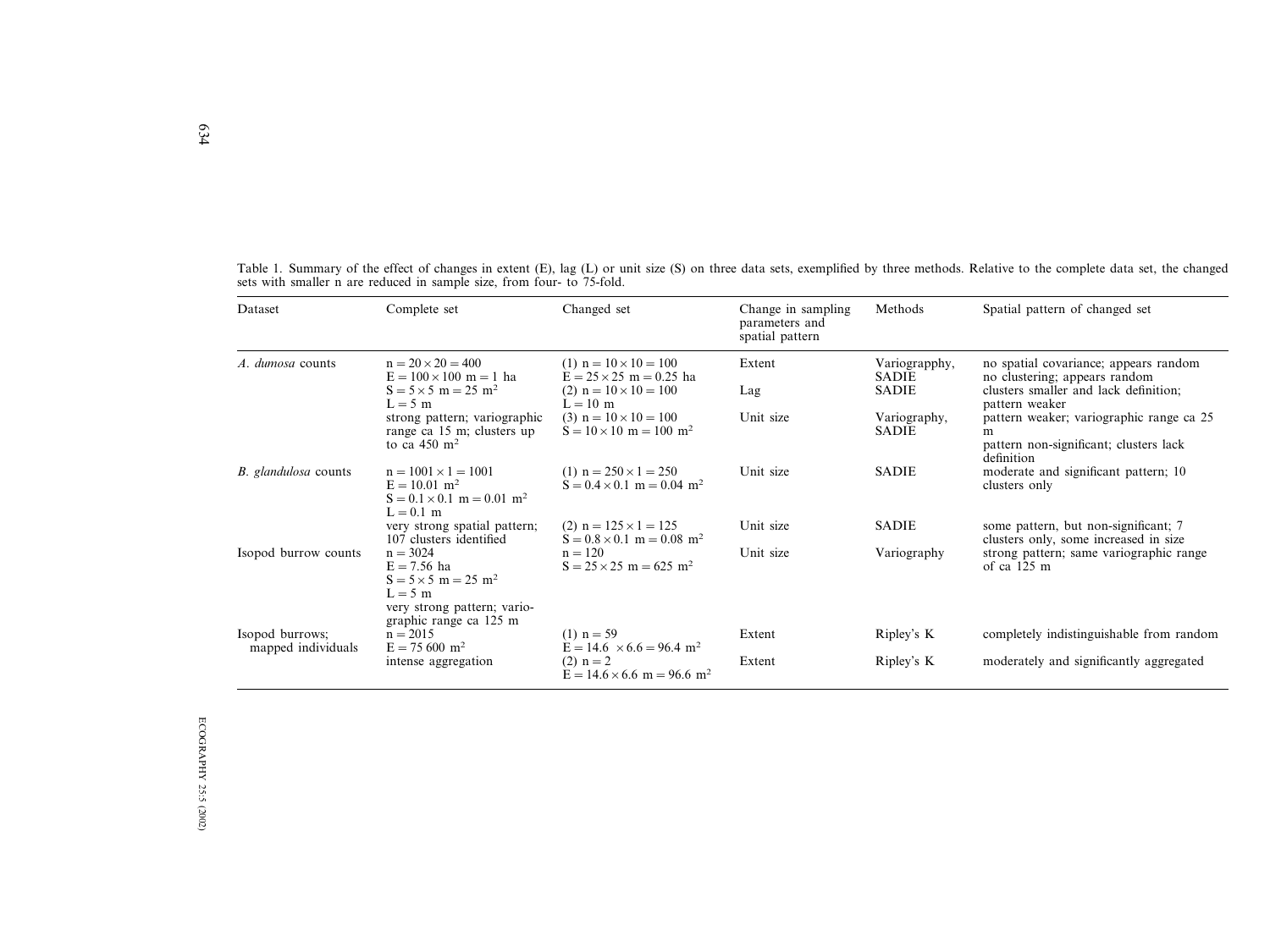Table 1. Summary of the effect of changes in extent (E), lag (L) or unit size (S) on three data sets, exemplified by three methods. Relative to the complete data set, the changed sets with smaller n are reduced in sample size, from four- to 75-fold.

| Dataset | Complete set | Changed set | Change in sampling parameters and spatial pattern | Methods | Spatial pattern of changed set |
|---|---|---|---|---|---|
| *A. dumosa* counts | $n = 20 \times 20 = 400$<br>$E = 100 \times 100$ m = 1 ha<br>$S = 5 \times 5$ m = 25 m$^2$<br>$L = 5$ m<br>strong pattern; variographic range ca 15 m; clusters up to ca 450 m$^2$ | (1) $n = 10 \times 10 = 100$<br>$E = 25 \times 25$ m = 0.25 ha | Extent | Variographpy, SADIE | no spatial covariance; appears random<br>no clustering; appears random |
| | | (2) $n = 10 \times 10 = 100$<br>$L = 10$ m | Lag | SADIE | clusters smaller and lack definition; pattern weaker |
| | | (3) $n = 10 \times 10 = 100$<br>$S = 10 \times 10$ m = 100 m$^2$ | Unit size | Variography, SADIE | pattern weaker; variographic range ca 25 m<br>pattern non-significant; clusters lack definition |
| *B. glandulosa* counts | $n = 1001 \times 1 = 1001$<br>$E = 10.01$ m$^2$<br>$S = 0.1 \times 0.1$ m = 0.01 m$^2$<br>$L = 0.1$ m<br>very strong spatial pattern; 107 clusters identified | (1) $n = 250 \times 1 = 250$<br>$S = 0.4 \times 0.1$ m = 0.04 m$^2$ | Unit size | SADIE | moderate and significant pattern; 10 clusters only |
| | | (2) $n = 125 \times 1 = 125$<br>$S = 0.8 \times 0.1$ m = 0.08 m$^2$ | Unit size | SADIE | some pattern, but non-significant; 7 clusters only, some increased in size |
| Isopod burrow counts | $n = 3024$<br>$E = 7.56$ ha<br>$S = 5 \times 5$ m = 25 m$^2$<br>$L = 5$ m<br>very strong pattern; variographic range ca 125 m | $n = 120$<br>$S = 25 \times 25$ m = 625 m$^2$ | Unit size | Variography | strong pattern; same variographic range of ca 125 m |
| Isopod burrows; mapped individuals | $n = 2015$<br>$E = 75\,600$ m$^2$<br>intense aggregation | (1) $n = 59$<br>$E = 14.6 \times 6.6 = 96.4$ m$^2$ | Extent | Ripley's K | completely indistinguishable from random |
| | | (2) $n = 2$<br>$E = 14.6 \times 6.6$ m = 96.6 m$^2$ | Extent | Ripley's K | moderately and significantly aggregated |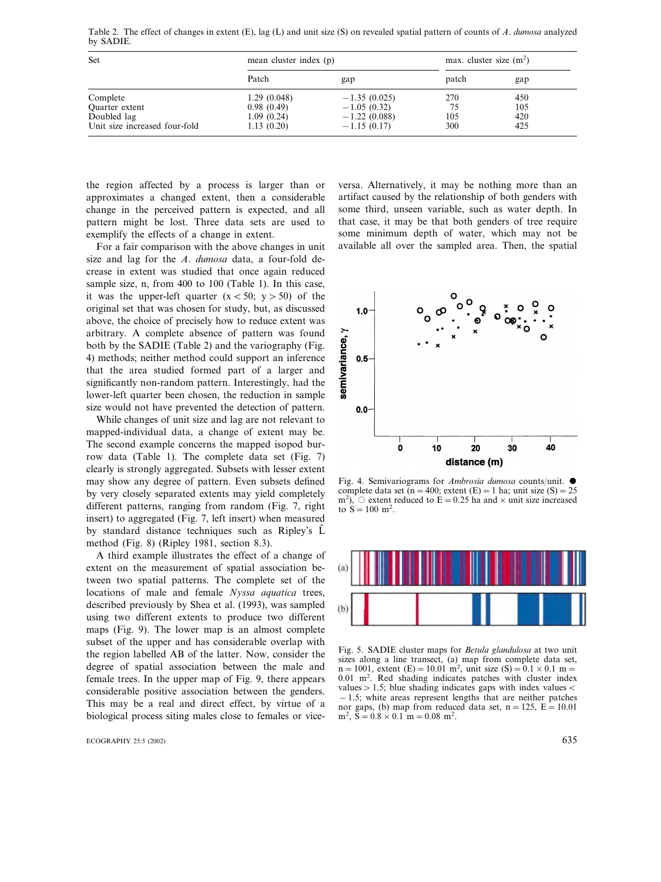Table 2. The effect of changes in extent (E), lag (L) and unit size (S) on revealed spatial pattern of counts of *A. dumosa* analyzed by SADIE.

| Set | mean cluster index (p) | | max. cluster size ($m^2$) | |
|---|---|---|---|---|
| | Patch | gap | patch | gap |
| Complete | 1.29 (0.048) | −1.35 (0.025) | 270 | 450 |
| Quarter extent | 0.98 (0.49) | −1.05 (0.32) | 75 | 105 |
| Doubled lag | 1.09 (0.24) | −1.22 (0.088) | 105 | 420 |
| Unit size increased four-fold | 1.13 (0.20) | −1.15 (0.17) | 300 | 425 |

the region affected by a process is larger than or approximates a changed extent, then a considerable change in the perceived pattern is expected, and all pattern might be lost. Three data sets are used to exemplify the effects of a change in extent.

For a fair comparison with the above changes in unit size and lag for the *A. dumosa* data, a four-fold decrease in extent was studied that once again reduced sample size, n, from 400 to 100 (Table 1). In this case, it was the upper-left quarter ($x < 50$; $y > 50$) of the original set that was chosen for study, but, as discussed above, the choice of precisely how to reduce extent was arbitrary. A complete absence of pattern was found both by the SADIE (Table 2) and the variography (Fig. 4) methods; neither method could support an inference that the area studied formed part of a larger and significantly non-random pattern. Interestingly, had the lower-left quarter been chosen, the reduction in sample size would not have prevented the detection of pattern.

While changes of unit size and lag are not relevant to mapped-individual data, a change of extent may be. The second example concerns the mapped isopod burrow data (Table 1). The complete data set (Fig. 7) clearly is strongly aggregated. Subsets with lesser extent may show any degree of pattern. Even subsets defined by very closely separated extents may yield completely different patterns, ranging from random (Fig. 7, right insert) to aggregated (Fig. 7, left insert) when measured by standard distance techniques such as Ripley's $\hat{L}$ method (Fig. 8) (Ripley 1981, section 8.3).

A third example illustrates the effect of a change of extent on the measurement of spatial association between two spatial patterns. The complete set of the locations of male and female *Nyssa aquatica* trees, described previously by Shea et al. (1993), was sampled using two different extents to produce two different maps (Fig. 9). The lower map is an almost complete subset of the upper and has considerable overlap with the region labelled AB of the latter. Now, consider the degree of spatial association between the male and female trees. In the upper map of Fig. 9, there appears considerable positive association between the genders. This may be a real and direct effect, by virtue of a biological process siting males close to females or vice-versa. Alternatively, it may be nothing more than an artifact caused by the relationship of both genders with some third, unseen variable, such as water depth. In that case, it may be that both genders of tree require some minimum depth of water, which may not be available all over the sampled area. Then, the spatial

Fig. 4. Semivariograms for *Ambrosia dumosa* counts/unit. ● complete data set (n = 400; extent (E) = 1 ha; unit size (S) = 25 $m^2$), ○ extent reduced to E = 0.25 ha and × unit size increased to S = 100 $m^2$.

Fig. 5. SADIE cluster maps for *Betula glandulosa* at two unit sizes along a line transect, (a) map from complete data set, n = 1001, extent (E) = 10.01 $m^2$, unit size (S) = 0.1 × 0.1 m = 0.01 $m^2$. Red shading indicates patches with cluster index values > 1.5; blue shading indicates gaps with index values < −1.5; white areas represent lengths that are neither patches nor gaps, (b) map from reduced data set, n = 125, E = 10.01 $m^2$, S = 0.8 × 0.1 m = 0.08 $m^2$.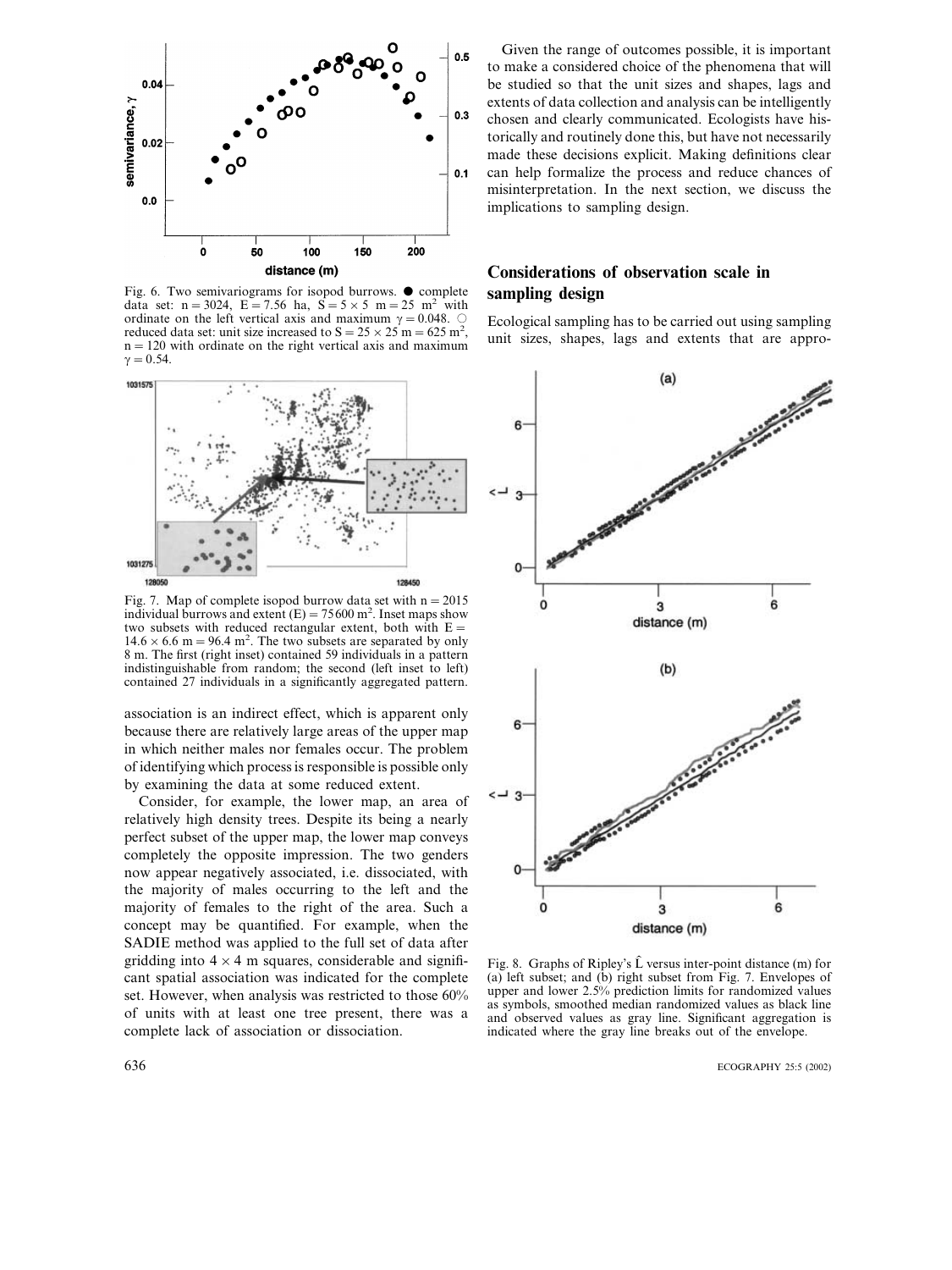Fig. 6. Two semivariograms for isopod burrows. ● complete data set: n = 3024, E = 7.56 ha, S = 5 × 5 m = 25 m$^2$ with ordinate on the left vertical axis and maximum $\gamma = 0.048$. ○ reduced data set: unit size increased to S = 25 × 25 m = 625 m$^2$, n = 120 with ordinate on the right vertical axis and maximum $\gamma = 0.54$.

Fig. 7. Map of complete isopod burrow data set with n = 2015 individual burrows and extent (E) = 75600 m$^2$. Inset maps show two subsets with reduced rectangular extent, both with E = 14.6 × 6.6 m = 96.4 m$^2$. The two subsets are separated by only 8 m. The first (right inset) contained 59 individuals in a pattern indistinguishable from random; the second (left inset to left) contained 27 individuals in a significantly aggregated pattern.

association is an indirect effect, which is apparent only because there are relatively large areas of the upper map in which neither males nor females occur. The problem of identifying which process is responsible is possible only by examining the data at some reduced extent.

Consider, for example, the lower map, an area of relatively high density trees. Despite its being a nearly perfect subset of the upper map, the lower map conveys completely the opposite impression. The two genders now appear negatively associated, i.e. dissociated, with the majority of males occurring to the left and the majority of females to the right of the area. Such a concept may be quantified. For example, when the SADIE method was applied to the full set of data after gridding into 4 × 4 m squares, considerable and significant spatial association was indicated for the complete set. However, when analysis was restricted to those 60% of units with at least one tree present, there was a complete lack of association or dissociation.

Given the range of outcomes possible, it is important to make a considered choice of the phenomena that will be studied so that the unit sizes and shapes, lags and extents of data collection and analysis can be intelligently chosen and clearly communicated. Ecologists have historically and routinely done this, but have not necessarily made these decisions explicit. Making definitions clear can help formalize the process and reduce chances of misinterpretation. In the next section, we discuss the implications to sampling design.

## Considerations of observation scale in sampling design

Ecological sampling has to be carried out using sampling unit sizes, shapes, lags and extents that are appro-

Fig. 8. Graphs of Ripley's $\hat{L}$ versus inter-point distance (m) for (a) left subset; and (b) right subset from Fig. 7. Envelopes of upper and lower 2.5% prediction limits for randomized values as symbols, smoothed median randomized values as black line and observed values as gray line. Significant aggregation is indicated where the gray line breaks out of the envelope.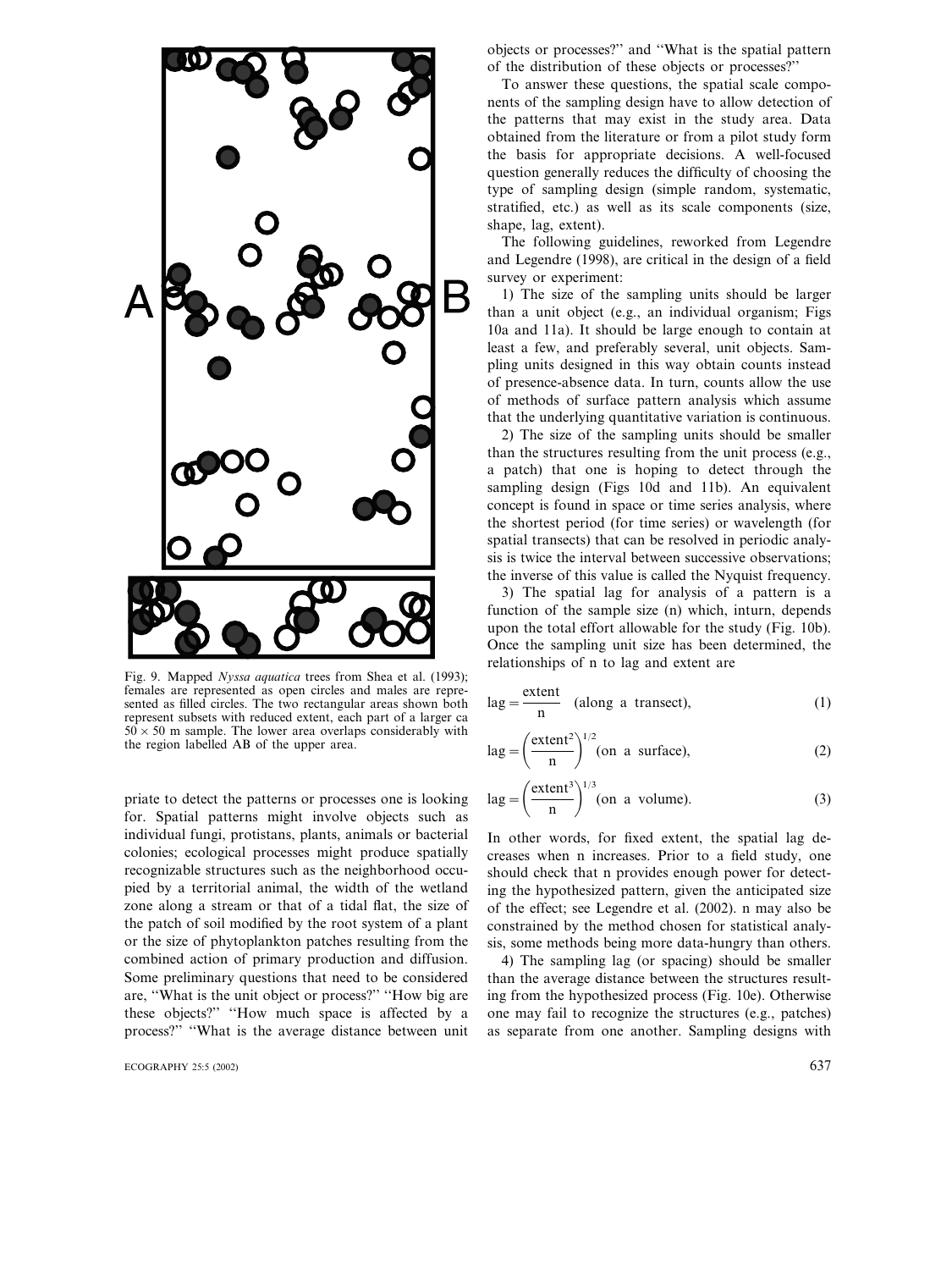Fig. 9. Mapped *Nyssa aquatica* trees from Shea et al. (1993); females are represented as open circles and males are represented as filled circles. The two rectangular areas shown both represent subsets with reduced extent, each part of a larger ca $50 \times 50$ m sample. The lower area overlaps considerably with the region labelled AB of the upper area.

priate to detect the patterns or processes one is looking for. Spatial patterns might involve objects such as individual fungi, protistans, plants, animals or bacterial colonies; ecological processes might produce spatially recognizable structures such as the neighborhood occupied by a territorial animal, the width of the wetland zone along a stream or that of a tidal flat, the size of the patch of soil modified by the root system of a plant or the size of phytoplankton patches resulting from the combined action of primary production and diffusion. Some preliminary questions that need to be considered are, "What is the unit object or process?" "How big are these objects?" "How much space is affected by a process?" "What is the average distance between unit objects or processes?" and "What is the spatial pattern of the distribution of these objects or processes?"

To answer these questions, the spatial scale components of the sampling design have to allow detection of the patterns that may exist in the study area. Data obtained from the literature or from a pilot study form the basis for appropriate decisions. A well-focused question generally reduces the difficulty of choosing the type of sampling design (simple random, systematic, stratified, etc.) as well as its scale components (size, shape, lag, extent).

The following guidelines, reworked from Legendre and Legendre (1998), are critical in the design of a field survey or experiment:

1) The size of the sampling units should be larger than a unit object (e.g., an individual organism; Figs 10a and 11a). It should be large enough to contain at least a few, and preferably several, unit objects. Sampling units designed in this way obtain counts instead of presence-absence data. In turn, counts allow the use of methods of surface pattern analysis which assume that the underlying quantitative variation is continuous.

2) The size of the sampling units should be smaller than the structures resulting from the unit process (e.g., a patch) that one is hoping to detect through the sampling design (Figs 10d and 11b). An equivalent concept is found in space or time series analysis, where the shortest period (for time series) or wavelength (for spatial transects) that can be resolved in periodic analysis is twice the interval between successive observations; the inverse of this value is called the Nyquist frequency.

3) The spatial lag for analysis of a pattern is a function of the sample size (n) which, inturn, depends upon the total effort allowable for the study (Fig. 10b). Once the sampling unit size has been determined, the relationships of n to lag and extent are

$$\text{lag} = \frac{\text{extent}}{\text{n}} \quad \text{(along a transect)}, \tag{1}$$

$$\text{lag} = \left(\frac{\text{extent}^2}{\text{n}}\right)^{1/2} \text{(on a surface)}, \tag{2}$$

$$\text{lag} = \left(\frac{\text{extent}^3}{\text{n}}\right)^{1/3} \text{(on a volume)}. \tag{3}$$

In other words, for fixed extent, the spatial lag decreases when n increases. Prior to a field study, one should check that n provides enough power for detecting the hypothesized pattern, given the anticipated size of the effect; see Legendre et al. (2002). n may also be constrained by the method chosen for statistical analysis, some methods being more data-hungry than others.

4) The sampling lag (or spacing) should be smaller than the average distance between the structures resulting from the hypothesized process (Fig. 10e). Otherwise one may fail to recognize the structures (e.g., patches) as separate from one another. Sampling designs with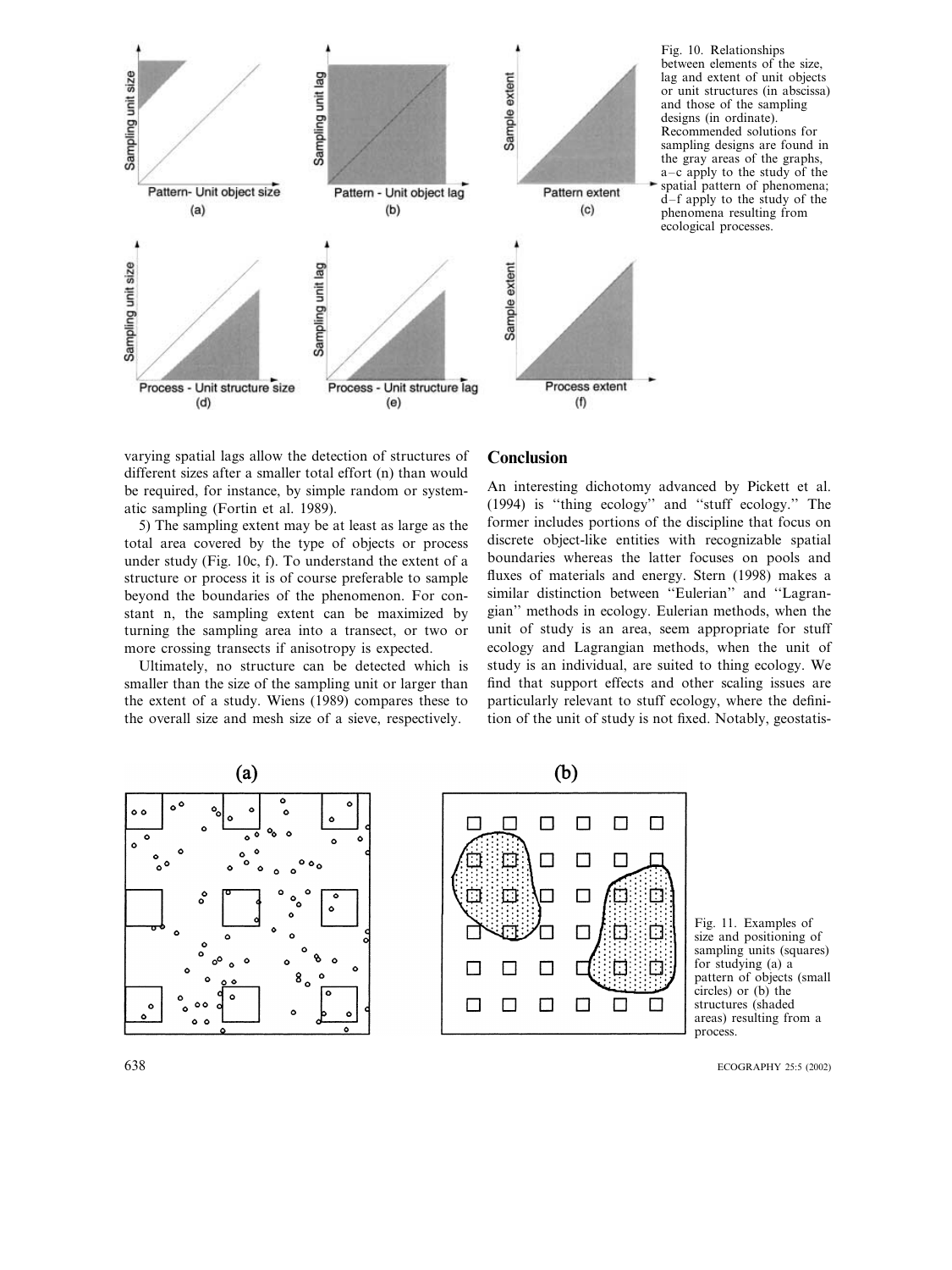Fig. 10. Relationships between elements of the size, lag and extent of unit objects or unit structures (in abscissa) and those of the sampling designs (in ordinate). Recommended solutions for sampling designs are found in the gray areas of the graphs, a–c apply to the study of the spatial pattern of phenomena; d–f apply to the study of the phenomena resulting from ecological processes.

varying spatial lags allow the detection of structures of different sizes after a smaller total effort (n) than would be required, for instance, by simple random or systematic sampling (Fortin et al. 1989).

5) The sampling extent may be at least as large as the total area covered by the type of objects or process under study (Fig. 10c, f). To understand the extent of a structure or process it is of course preferable to sample beyond the boundaries of the phenomenon. For constant n, the sampling extent can be maximized by turning the sampling area into a transect, or two or more crossing transects if anisotropy is expected.

Ultimately, no structure can be detected which is smaller than the size of the sampling unit or larger than the extent of a study. Wiens (1989) compares these to the overall size and mesh size of a sieve, respectively.

## Conclusion

An interesting dichotomy advanced by Pickett et al. (1994) is "thing ecology" and "stuff ecology." The former includes portions of the discipline that focus on discrete object-like entities with recognizable spatial boundaries whereas the latter focuses on pools and fluxes of materials and energy. Stern (1998) makes a similar distinction between "Eulerian" and "Lagrangian" methods in ecology. Eulerian methods, when the unit of study is an area, seem appropriate for stuff ecology and Lagrangian methods, when the unit of study is an individual, are suited to thing ecology. We find that support effects and other scaling issues are particularly relevant to stuff ecology, where the definition of the unit of study is not fixed. Notably, geostatis-

Fig. 11. Examples of size and positioning of sampling units (squares) for studying (a) a pattern of objects (small circles) or (b) the structures (shaded areas) resulting from a process.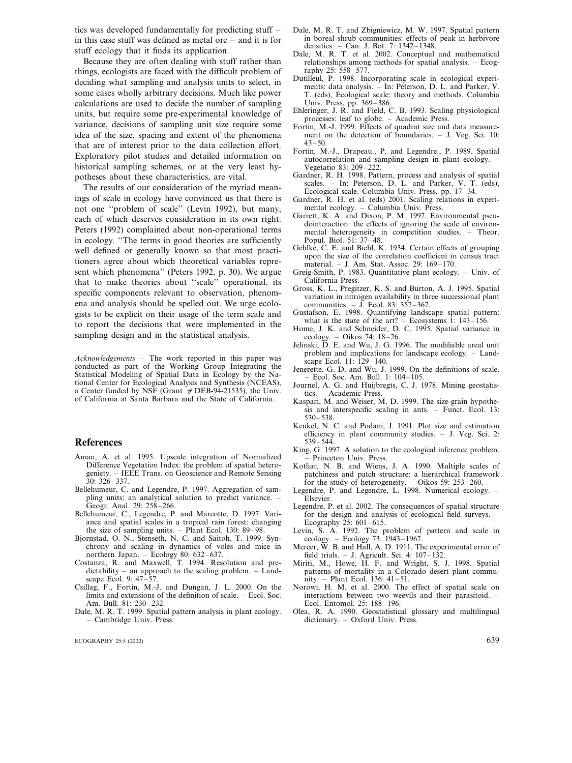tics was developed fundamentally for predicting stuff – in this case stuff was defined as metal ore – and it is for stuff ecology that it finds its application.

Because they are often dealing with stuff rather than things, ecologists are faced with the difficult problem of deciding what sampling and analysis units to select, in some cases wholly arbitrary decisions. Much like power calculations are used to decide the number of sampling units, but require some pre-experimental knowledge of variance, decisions of sampling unit size require some idea of the size, spacing and extent of the phenomena that are of interest prior to the data collection effort. Exploratory pilot studies and detailed information on historical sampling schemes, or at the very least hypotheses about these characteristics, are vital.

The results of our consideration of the myriad meanings of scale in ecology have convinced us that there is not one "problem of scale" (Levin 1992), but many, each of which deserves consideration in its own right. Peters (1992) complained about non-operational terms in ecology. "The terms in good theories are sufficiently well defined or generally known so that most practitioners agree about which theoretical variables represent which phenomena" (Peters 1992, p. 30). We argue that to make theories about "scale" operational, its specific components relevant to observation, phenomena and analysis should be spelled out. We urge ecologists to be explicit on their usage of the term scale and to report the decisions that were implemented in the sampling design and in the statistical analysis.

*Acknowledgements* – The work reported in this paper was conducted as part of the Working Group Integrating the Statistical Modeling of Spatial Data in Ecology by the National Center for Ecological Analysis and Synthesis (NCEAS), a Center funded by NSF (Grant #DEB-94-21535), the Univ. of California at Santa Barbara and the State of California.

## References

Aman, A. et al. 1995. Upscale integration of Normalized Difference Vegetation Index: the problem of spatial heterogeniety. – IEEE Trans. on Geoscience and Remote Sensing 30: 326–337.

Bellehumeur, C. and Legendre, P. 1997. Aggregation of sampling units: an analytical solution to predict variance. – Geogr. Anal. 29: 258–266.

Bellehumeur, C., Legendre, P. and Marcotte, D. 1997. Variance and spatial scales in a tropical rain forest: changing the size of sampling units. – Plant Ecol. 130: 89–98.

Bjornstad, O. N., Stenseth, N. C. and Saitoh, T. 1999. Synchrony and scaling in dynamics of voles and mice in northern Japan. – Ecology 80: 632–637.

Costanza, R. and Maxwell, T. 1994. Resolution and predictability – an approach to the scaling problem. – Landscape Ecol. 9: 47–57.

Csillag, F., Fortin, M.-J. and Dungan, J. L. 2000. On the limits and extensions of the definition of scale. – Ecol. Soc. Am. Bull. 81: 230–232.

Dale, M. R. T. 1999. Spatial pattern analysis in plant ecology. – Cambridge Univ. Press.

Dale, M. R. T. and Zbigniewicz, M. W. 1997. Spatial pattern in boreal shrub communities: effects of peak in herbivore densities. – Can. J. Bot. 7: 1342–1348.

Dale, M. R. T. et al. 2002. Conceptual and mathematical relationships among methods for spatial analysis. – Ecography 25: 558–577.

Dutilleul, P. 1998. Incorporating scale in ecological experiments: data analysis. – In: Peterson, D. L. and Parker, V. T. (eds), Ecological scale: theory and methods. Columbia Univ. Press, pp. 369–386.

Ehleringer, J. R. and Field, C. B. 1993. Scaling physiological processes: leaf to globe. – Academic Press.

Fortin, M.-J. 1999. Effects of quadrat size and data measurement on the detection of boundaries. – J. Veg. Sci. 10: 43–50.

Fortin, M.-J., Drapeau., P. and Legendre., P. 1989. Spatial autocorrelation and sampling design in plant ecology. – Vegetatio 83: 209–222.

Gardner, R. H. 1998. Pattern, process and analysis of spatial scales. – In: Peterson, D. L. and Parker, V. T. (eds), Ecological scale. Columbia Univ. Press, pp. 17–34.

Gardner, R. H. et al. (eds) 2001. Scaling relations in experimental ecology. – Columbia Univ. Press.

Garrett, K. A. and Dixon, P. M. 1997. Environmental pseudointeraction: the effects of ignoring the scale of environmental heterogeneity in competition studies. – Theor. Popul. Biol. 51: 37–48.

Gehlke, C. E. and Biehl, K. 1934. Certain effects of grouping upon the size of the correlation coefficient in census tract material. – J. Am. Stat. Assoc. 29: 169–170.

Greig-Smith, P. 1983. Quantitative plant ecology. – Univ. of California Press.

Gross, K. L., Pregitzer, K. S. and Burton, A. J. 1995. Spatial variation in nitrogen availability in three successional plant communities. – J. Ecol. 83: 357–367.

Gustafson, E. 1998. Quantifying landscape spatial pattern: what is the state of the art? – Ecosystems 1: 143–156.

Home, J. K. and Schneider, D. C. 1995. Spatial variance in ecology. – Oikos 74: 18–26.

Jelinski, D. E. and Wu, J. G. 1996. The modifiable areal unit problem and implications for landscape ecology. – Landscape Ecol. 11: 129–140.

Jenerette, G. D. and Wu, J. 1999. On the definitions of scale. – Ecol. Soc. Am. Bull. 1: 104–105.

Journel, A. G. and Huijbregts, C. J. 1978. Mining geostatistics. – Academic Press.

Kaspari, M. and Weiser, M. D. 1999. The size-grain hypothesis and interspecific scaling in ants. – Funct. Ecol. 13: 530–538.

Kenkel, N. C. and Podani, J. 1991. Plot size and estimation efficiency in plant community studies. – J. Veg. Sci. 2: 539–544.

King, G. 1997. A solution to the ecological inference problem. – Princeton Univ. Press.

Kotliar, N. B. and Wiens, J. A. 1990. Multiple scales of patchiness and patch structure: a hierarchical framework for the study of heterogeneity. – Oikos 59: 253–260.

Legendre, P. and Legendre, L. 1998. Numerical ecology. – Elsevier.

Legendre, P. et al. 2002. The consequences of spatial structure for the design and analysis of ecological field surveys. – Ecography 25: 601–615.

Levin, S. A. 1992. The problem of pattern and scale in ecology. – Ecology 73: 1943–1967.

Mercer, W. B. and Hall, A. D. 1911. The experimental error of field trials. – J. Agricult. Sci. 4: 107–132.

Miriti, M., Howe, H. F. and Wright, S. J. 1998. Spatial patterns of mortality in a Colorado desert plant community. – Plant Ecol. 136: 41–51.

Norowi, H. M. et al. 2000. The effect of spatial scale on interactions between two weevils and their parasitoid. – Ecol. Entomol. 25: 188–196.

Olea, R. A. 1990. Geostatistical glossary and multilingual dictionary. – Oxford Univ. Press.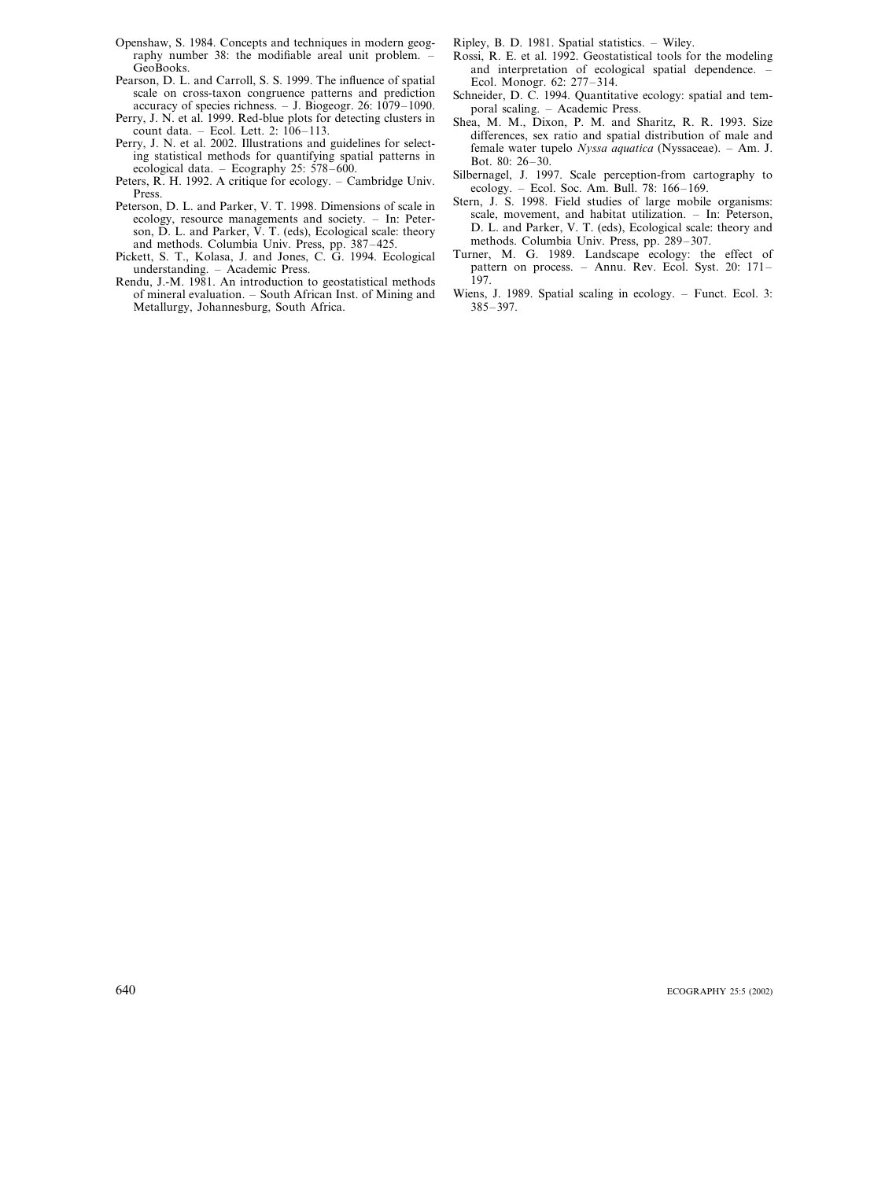Openshaw, S. 1984. Concepts and techniques in modern geography number 38: the modifiable areal unit problem. – GeoBooks.

Pearson, D. L. and Carroll, S. S. 1999. The influence of spatial scale on cross-taxon congruence patterns and prediction accuracy of species richness. – J. Biogeogr. 26: 1079–1090.

Perry, J. N. et al. 1999. Red-blue plots for detecting clusters in count data. – Ecol. Lett. 2: 106–113.

Perry, J. N. et al. 2002. Illustrations and guidelines for selecting statistical methods for quantifying spatial patterns in ecological data. – Ecography 25: 578–600.

Peters, R. H. 1992. A critique for ecology. – Cambridge Univ. Press.

Peterson, D. L. and Parker, V. T. 1998. Dimensions of scale in ecology, resource managements and society. – In: Peterson, D. L. and Parker, V. T. (eds), Ecological scale: theory and methods. Columbia Univ. Press, pp. 387–425.

Pickett, S. T., Kolasa, J. and Jones, C. G. 1994. Ecological understanding. – Academic Press.

Rendu, J.-M. 1981. An introduction to geostatistical methods of mineral evaluation. – South African Inst. of Mining and Metallurgy, Johannesburg, South Africa.

Ripley, B. D. 1981. Spatial statistics. – Wiley.

Rossi, R. E. et al. 1992. Geostatistical tools for the modeling and interpretation of ecological spatial dependence. – Ecol. Monogr. 62: 277–314.

Schneider, D. C. 1994. Quantitative ecology: spatial and temporal scaling. – Academic Press.

Shea, M. M., Dixon, P. M. and Sharitz, R. R. 1993. Size differences, sex ratio and spatial distribution of male and female water tupelo *Nyssa aquatica* (Nyssaceae). – Am. J. Bot. 80: 26–30.

Silbernagel, J. 1997. Scale perception-from cartography to ecology. – Ecol. Soc. Am. Bull. 78: 166–169.

Stern, J. S. 1998. Field studies of large mobile organisms: scale, movement, and habitat utilization. – In: Peterson, D. L. and Parker, V. T. (eds), Ecological scale: theory and methods. Columbia Univ. Press, pp. 289–307.

Turner, M. G. 1989. Landscape ecology: the effect of pattern on process. – Annu. Rev. Ecol. Syst. 20: 171–197.

Wiens, J. 1989. Spatial scaling in ecology. – Funct. Ecol. 3: 385–397.